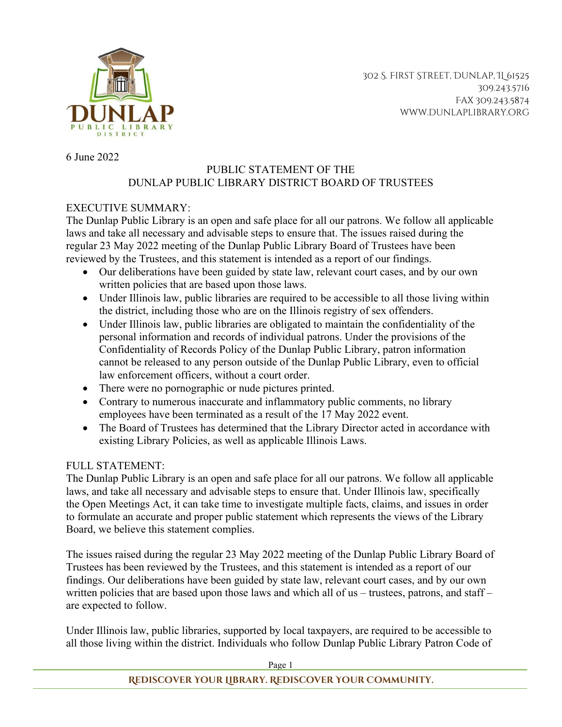DUNLAP PUBLIC LIBRARY DISTRICT

302 S. FIRST STREET, DUNLAP, IL 61525
309.243.5716
FAX 309.243.5874
WWW.DUNLAPLIBRARY.ORG

6 June 2022

PUBLIC STATEMENT OF THE
DUNLAP PUBLIC LIBRARY DISTRICT BOARD OF TRUSTEES

EXECUTIVE SUMMARY:

The Dunlap Public Library is an open and safe place for all our patrons. We follow all applicable laws and take all necessary and advisable steps to ensure that. The issues raised during the regular 23 May 2022 meeting of the Dunlap Public Library Board of Trustees have been reviewed by the Trustees, and this statement is intended as a report of our findings.

- Our deliberations have been guided by state law, relevant court cases, and by our own written policies that are based upon those laws.
- Under Illinois law, public libraries are required to be accessible to all those living within the district, including those who are on the Illinois registry of sex offenders.
- Under Illinois law, public libraries are obligated to maintain the confidentiality of the personal information and records of individual patrons. Under the provisions of the Confidentiality of Records Policy of the Dunlap Public Library, patron information cannot be released to any person outside of the Dunlap Public Library, even to official law enforcement officers, without a court order.
- There were no pornographic or nude pictures printed.
- Contrary to numerous inaccurate and inflammatory public comments, no library employees have been terminated as a result of the 17 May 2022 event.
- The Board of Trustees has determined that the Library Director acted in accordance with existing Library Policies, as well as applicable Illinois Laws.

FULL STATEMENT:

The Dunlap Public Library is an open and safe place for all our patrons. We follow all applicable laws, and take all necessary and advisable steps to ensure that. Under Illinois law, specifically the Open Meetings Act, it can take time to investigate multiple facts, claims, and issues in order to formulate an accurate and proper public statement which represents the views of the Library Board, we believe this statement complies.

The issues raised during the regular 23 May 2022 meeting of the Dunlap Public Library Board of Trustees has been reviewed by the Trustees, and this statement is intended as a report of our findings. Our deliberations have been guided by state law, relevant court cases, and by our own written policies that are based upon those laws and which all of us – trustees, patrons, and staff – are expected to follow.

Under Illinois law, public libraries, supported by local taxpayers, are required to be accessible to all those living within the district. Individuals who follow Dunlap Public Library Patron Code of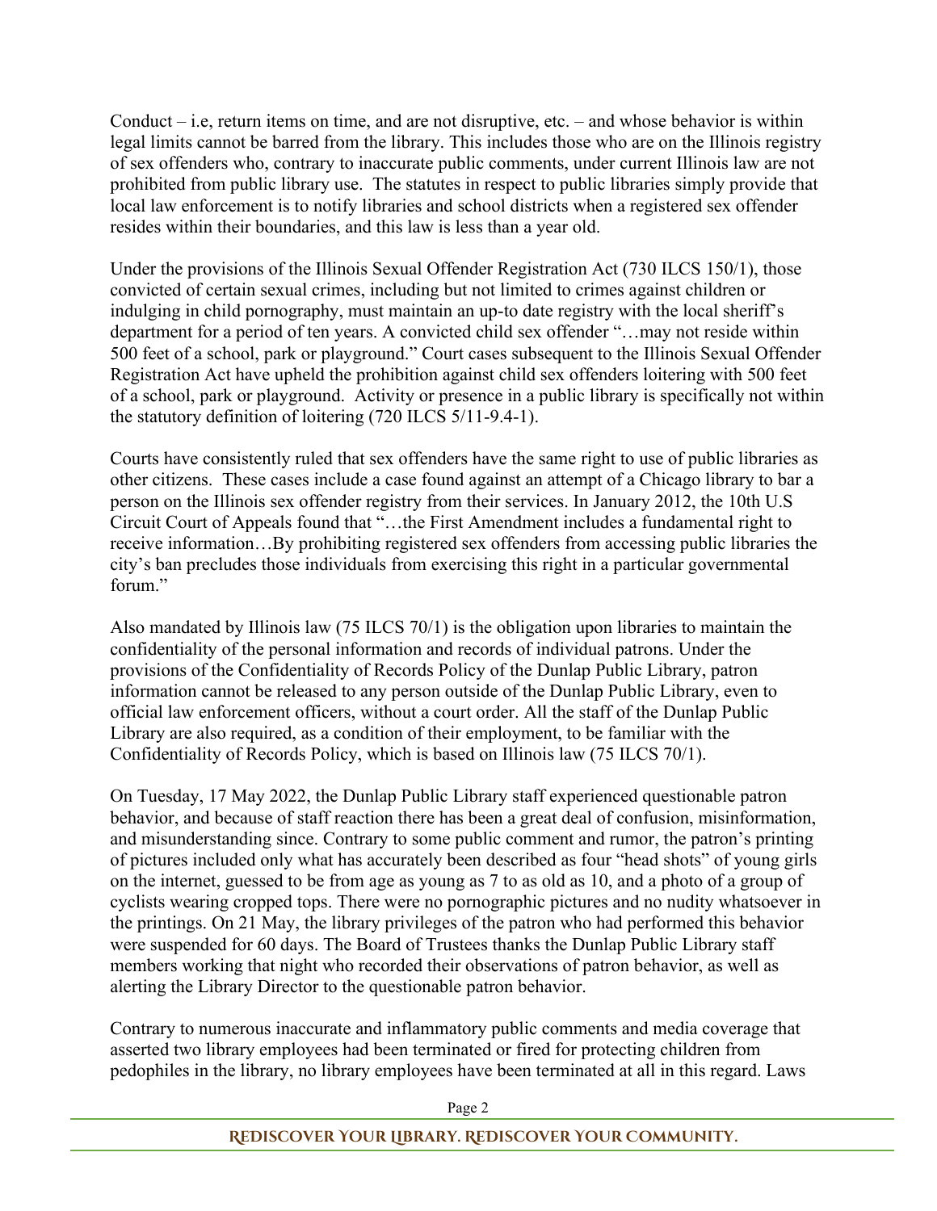Conduct – i.e, return items on time, and are not disruptive, etc. – and whose behavior is within legal limits cannot be barred from the library. This includes those who are on the Illinois registry of sex offenders who, contrary to inaccurate public comments, under current Illinois law are not prohibited from public library use. The statutes in respect to public libraries simply provide that local law enforcement is to notify libraries and school districts when a registered sex offender resides within their boundaries, and this law is less than a year old.

Under the provisions of the Illinois Sexual Offender Registration Act (730 ILCS 150/1), those convicted of certain sexual crimes, including but not limited to crimes against children or indulging in child pornography, must maintain an up-to date registry with the local sheriff's department for a period of ten years. A convicted child sex offender "…may not reside within 500 feet of a school, park or playground." Court cases subsequent to the Illinois Sexual Offender Registration Act have upheld the prohibition against child sex offenders loitering with 500 feet of a school, park or playground. Activity or presence in a public library is specifically not within the statutory definition of loitering (720 ILCS 5/11-9.4-1).

Courts have consistently ruled that sex offenders have the same right to use of public libraries as other citizens. These cases include a case found against an attempt of a Chicago library to bar a person on the Illinois sex offender registry from their services. In January 2012, the 10th U.S Circuit Court of Appeals found that "…the First Amendment includes a fundamental right to receive information…By prohibiting registered sex offenders from accessing public libraries the city's ban precludes those individuals from exercising this right in a particular governmental forum."

Also mandated by Illinois law (75 ILCS 70/1) is the obligation upon libraries to maintain the confidentiality of the personal information and records of individual patrons. Under the provisions of the Confidentiality of Records Policy of the Dunlap Public Library, patron information cannot be released to any person outside of the Dunlap Public Library, even to official law enforcement officers, without a court order. All the staff of the Dunlap Public Library are also required, as a condition of their employment, to be familiar with the Confidentiality of Records Policy, which is based on Illinois law (75 ILCS 70/1).

On Tuesday, 17 May 2022, the Dunlap Public Library staff experienced questionable patron behavior, and because of staff reaction there has been a great deal of confusion, misinformation, and misunderstanding since. Contrary to some public comment and rumor, the patron's printing of pictures included only what has accurately been described as four "head shots" of young girls on the internet, guessed to be from age as young as 7 to as old as 10, and a photo of a group of cyclists wearing cropped tops. There were no pornographic pictures and no nudity whatsoever in the printings. On 21 May, the library privileges of the patron who had performed this behavior were suspended for 60 days. The Board of Trustees thanks the Dunlap Public Library staff members working that night who recorded their observations of patron behavior, as well as alerting the Library Director to the questionable patron behavior.

Contrary to numerous inaccurate and inflammatory public comments and media coverage that asserted two library employees had been terminated or fired for protecting children from pedophiles in the library, no library employees have been terminated at all in this regard. Laws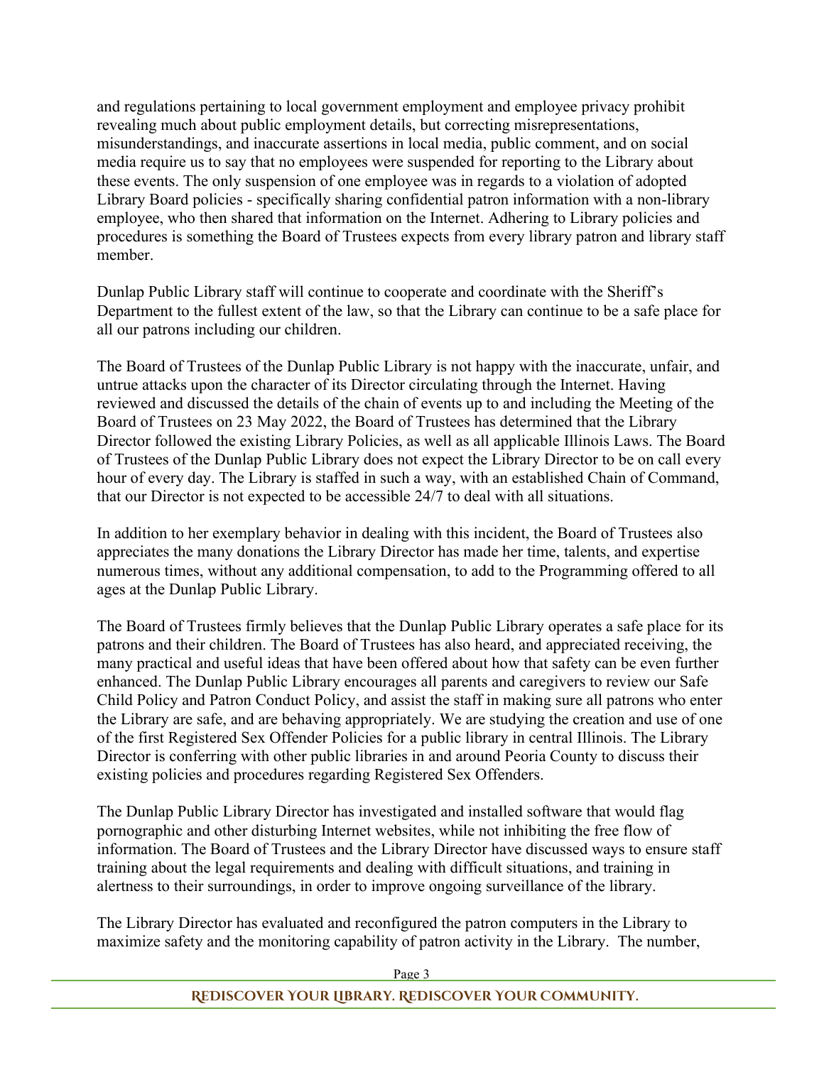and regulations pertaining to local government employment and employee privacy prohibit revealing much about public employment details, but correcting misrepresentations, misunderstandings, and inaccurate assertions in local media, public comment, and on social media require us to say that no employees were suspended for reporting to the Library about these events. The only suspension of one employee was in regards to a violation of adopted Library Board policies - specifically sharing confidential patron information with a non-library employee, who then shared that information on the Internet. Adhering to Library policies and procedures is something the Board of Trustees expects from every library patron and library staff member.

Dunlap Public Library staff will continue to cooperate and coordinate with the Sheriff's Department to the fullest extent of the law, so that the Library can continue to be a safe place for all our patrons including our children.

The Board of Trustees of the Dunlap Public Library is not happy with the inaccurate, unfair, and untrue attacks upon the character of its Director circulating through the Internet. Having reviewed and discussed the details of the chain of events up to and including the Meeting of the Board of Trustees on 23 May 2022, the Board of Trustees has determined that the Library Director followed the existing Library Policies, as well as all applicable Illinois Laws. The Board of Trustees of the Dunlap Public Library does not expect the Library Director to be on call every hour of every day. The Library is staffed in such a way, with an established Chain of Command, that our Director is not expected to be accessible 24/7 to deal with all situations.

In addition to her exemplary behavior in dealing with this incident, the Board of Trustees also appreciates the many donations the Library Director has made her time, talents, and expertise numerous times, without any additional compensation, to add to the Programming offered to all ages at the Dunlap Public Library.

The Board of Trustees firmly believes that the Dunlap Public Library operates a safe place for its patrons and their children. The Board of Trustees has also heard, and appreciated receiving, the many practical and useful ideas that have been offered about how that safety can be even further enhanced. The Dunlap Public Library encourages all parents and caregivers to review our Safe Child Policy and Patron Conduct Policy, and assist the staff in making sure all patrons who enter the Library are safe, and are behaving appropriately. We are studying the creation and use of one of the first Registered Sex Offender Policies for a public library in central Illinois. The Library Director is conferring with other public libraries in and around Peoria County to discuss their existing policies and procedures regarding Registered Sex Offenders.

The Dunlap Public Library Director has investigated and installed software that would flag pornographic and other disturbing Internet websites, while not inhibiting the free flow of information. The Board of Trustees and the Library Director have discussed ways to ensure staff training about the legal requirements and dealing with difficult situations, and training in alertness to their surroundings, in order to improve ongoing surveillance of the library.

The Library Director has evaluated and reconfigured the patron computers in the Library to maximize safety and the monitoring capability of patron activity in the Library. The number,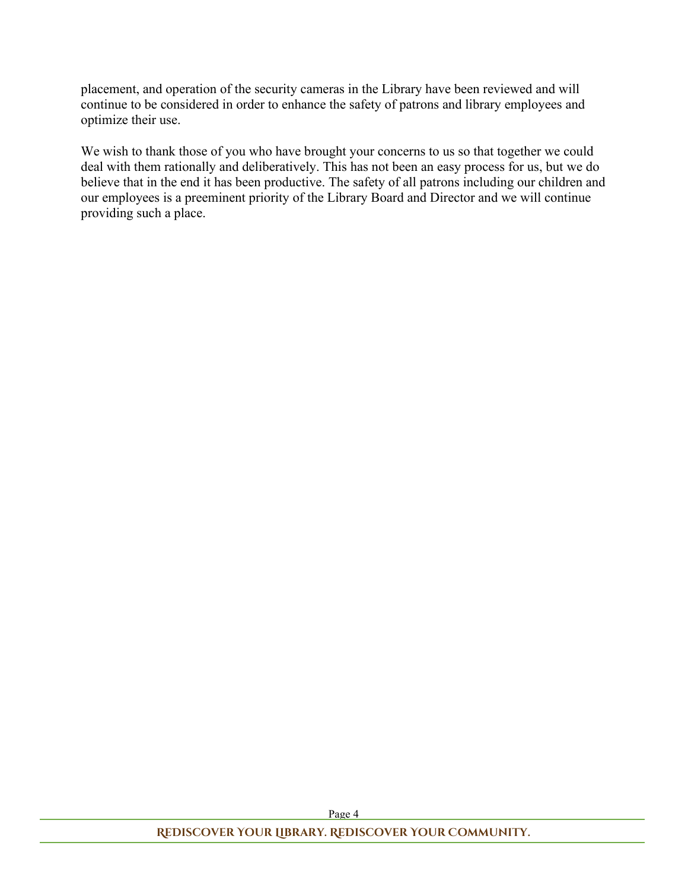placement, and operation of the security cameras in the Library have been reviewed and will continue to be considered in order to enhance the safety of patrons and library employees and optimize their use.

We wish to thank those of you who have brought your concerns to us so that together we could deal with them rationally and deliberatively. This has not been an easy process for us, but we do believe that in the end it has been productive. The safety of all patrons including our children and our employees is a preeminent priority of the Library Board and Director and we will continue providing such a place.